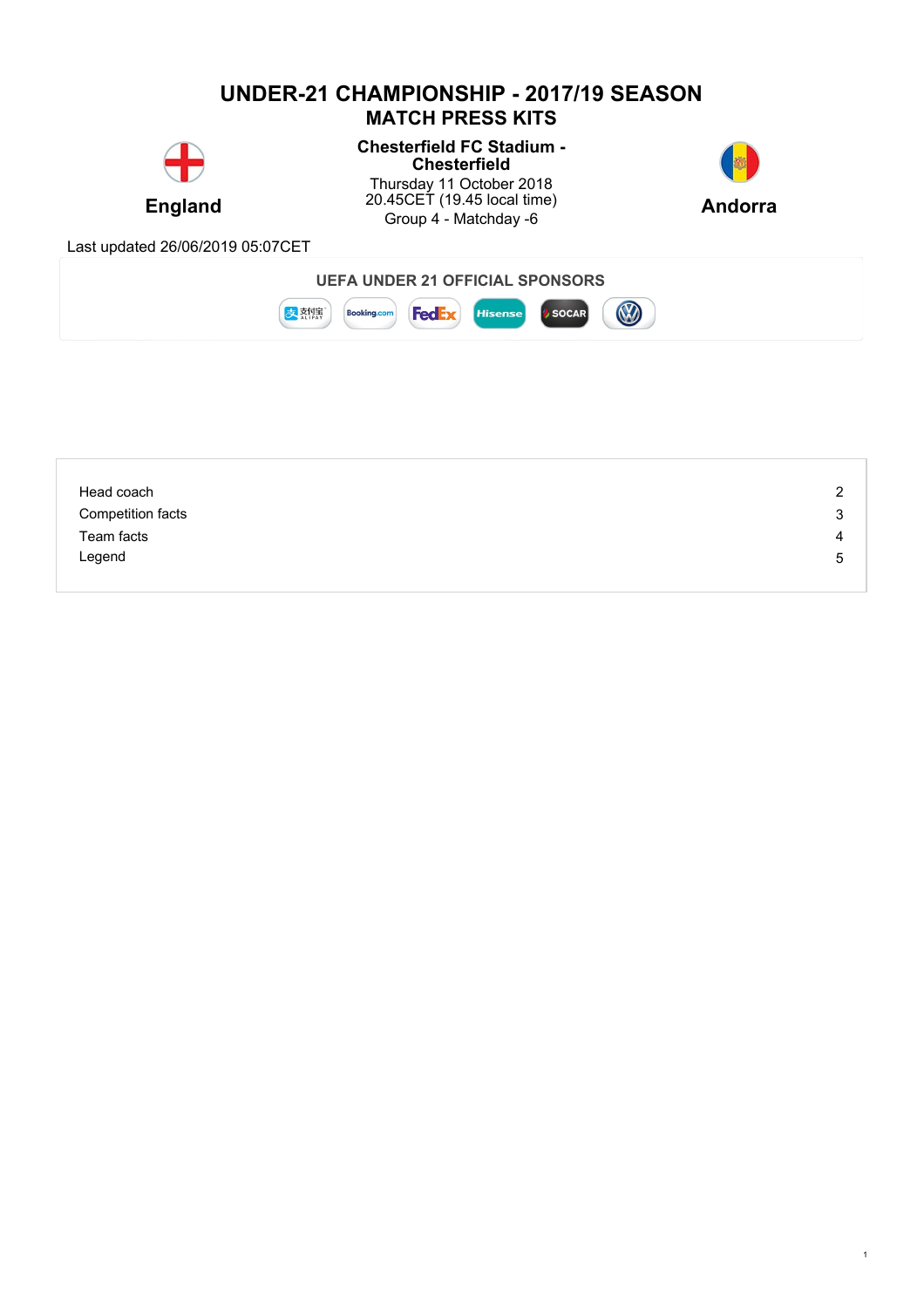# UNDER-21 CHAMPIONSHIP - 2017/19 SEASON

## MATCH PRESS KITS

**England**

**Chesterfield FC Stadium - Chesterfield**

Thursday 11 October 2018
20.45CET (19.45 local time)
Group 4 - Matchday -6

**Andorra**

Last updated 26/06/2019 05:07CET

**UEFA UNDER 21 OFFICIAL SPONSORS**

| | |
|---|---|
| Head coach | 2 |
| Competition facts | 3 |
| Team facts | 4 |
| Legend | 5 |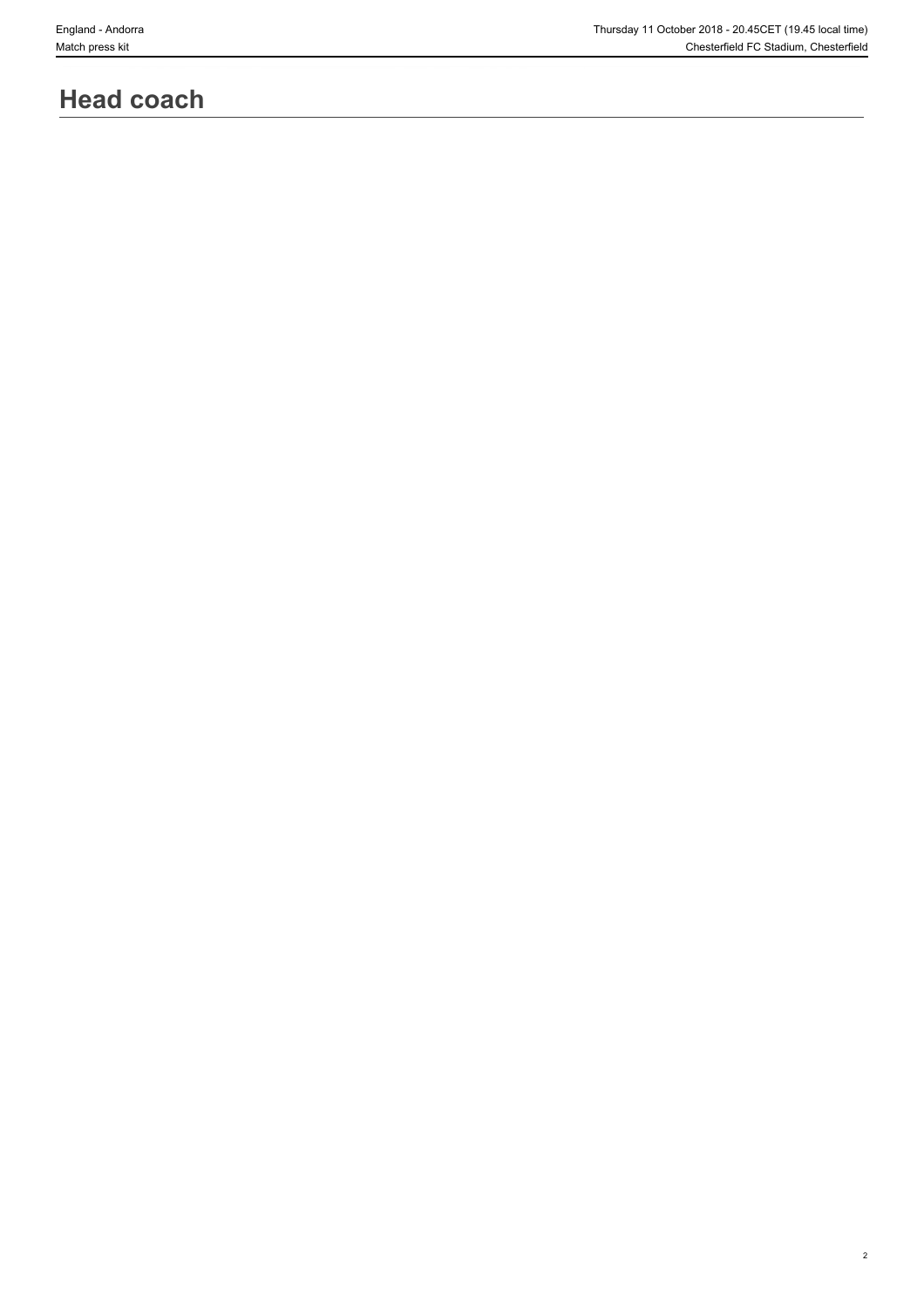# Head coach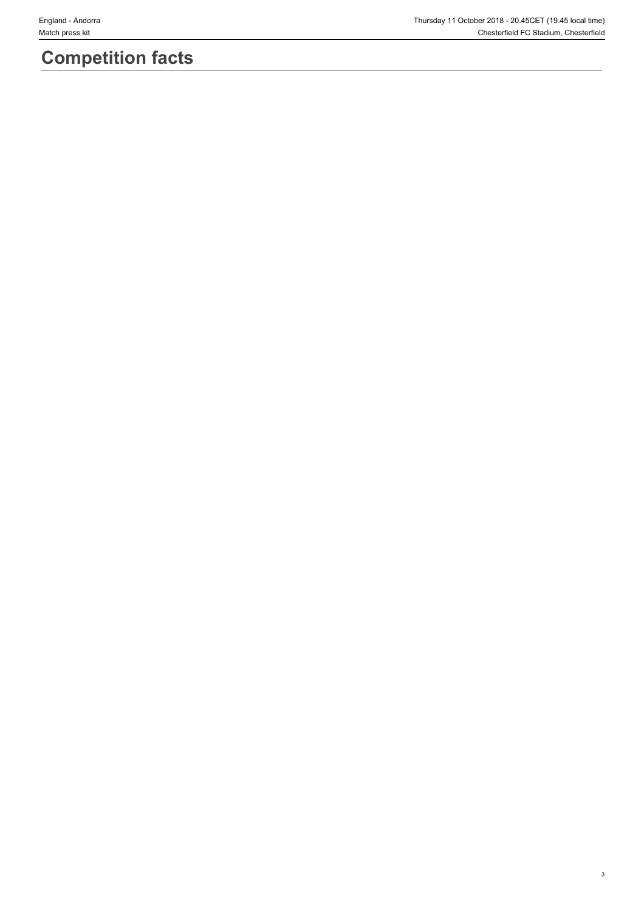# Competition facts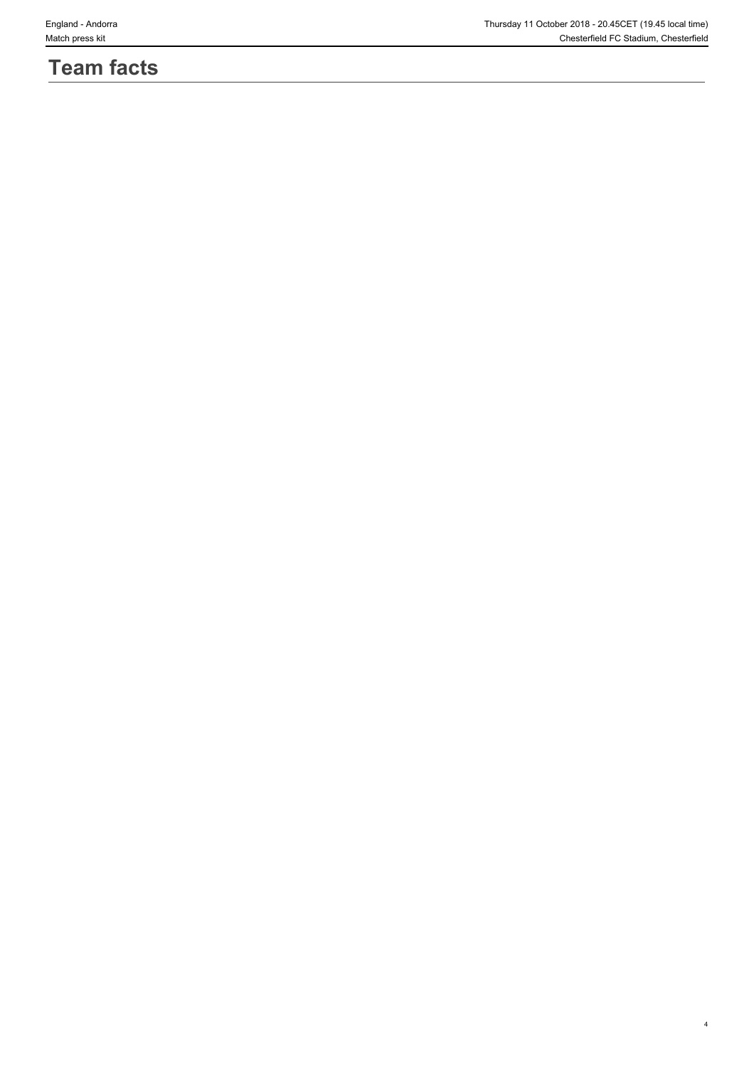# Team facts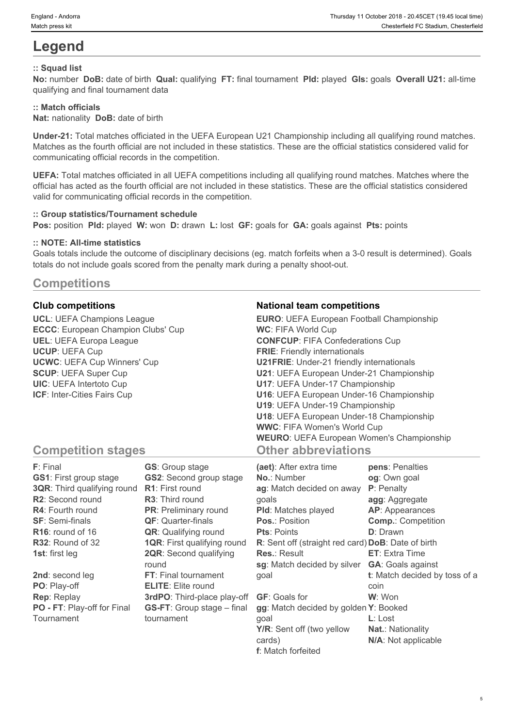# Legend

### :: Squad list

**No:** number **DoB:** date of birth **Qual:** qualifying **FT:** final tournament **Pld:** played **Gls:** goals **Overall U21:** all-time qualifying and final tournament data

### :: Match officials

**Nat:** nationality **DoB:** date of birth

**Under-21:** Total matches officiated in the UEFA European U21 Championship including all qualifying round matches. Matches as the fourth official are not included in these statistics. These are the official statistics considered valid for communicating official records in the competition.

**UEFA:** Total matches officiated in all UEFA competitions including all qualifying round matches. Matches where the official has acted as the fourth official are not included in these statistics. These are the official statistics considered valid for communicating official records in the competition.

### :: Group statistics/Tournament schedule

**Pos:** position **Pld:** played **W:** won **D:** drawn **L:** lost **GF:** goals for **GA:** goals against **Pts:** points

### :: NOTE: All-time statistics

Goals totals include the outcome of disciplinary decisions (eg. match forfeits when a 3-0 result is determined). Goals totals do not include goals scored from the penalty mark during a penalty shoot-out.

## Competitions

### Club competitions

**UCL**: UEFA Champions League
**ECCC**: European Champion Clubs' Cup
**UEL**: UEFA Europa League
**UCUP**: UEFA Cup
**UCWC**: UEFA Cup Winners' Cup
**SCUP**: UEFA Super Cup
**UIC**: UEFA Intertoto Cup
**ICF**: Inter-Cities Fairs Cup

### National team competitions

**EURO**: UEFA European Football Championship
**WC**: FIFA World Cup
**CONFCUP**: FIFA Confederations Cup
**FRIE**: Friendly internationals
**U21FRIE**: Under-21 friendly internationals
**U21**: UEFA European Under-21 Championship
**U17**: UEFA Under-17 Championship
**U16**: UEFA European Under-16 Championship
**U19**: UEFA Under-19 Championship
**U18**: UEFA European Under-18 Championship
**WWC**: FIFA Women's World Cup
**WEURO**: UEFA European Women's Championship

## Competition stages

**F**: Final
**GS1**: First group stage
**3QR**: Third qualifying round
**R2**: Second round
**R4**: Fourth round
**SF**: Semi-finals
**R16**: round of 16
**R32**: Round of 32
**1st**: first leg
**2nd**: second leg
**PO**: Play-off
**Rep**: Replay
**PO - FT**: Play-off for Final Tournament
**GS**: Group stage
**GS2**: Second group stage
**R1**: First round
**R3**: Third round
**PR**: Preliminary round
**QF**: Quarter-finals
**QR**: Qualifying round
**1QR**: First qualifying round
**2QR**: Second qualifying round
**FT**: Final tournament
**ELITE**: Elite round
**3rdPO**: Third-place play-off
**GS-FT**: Group stage – final tournament

## Other abbreviations

**(aet)**: After extra time
**No.**: Number
**ag**: Match decided on away goals
**Pld**: Matches played
**Pos.**: Position
**Pts**: Points
**R**: Sent off (straight red card)
**Res.**: Result
**sg**: Match decided by silver goal
**GF**: Goals for
**gg**: Match decided by golden goal
**Y/R**: Sent off (two yellow cards)
**f**: Match forfeited
**pens**: Penalties
**og**: Own goal
**P**: Penalty
**agg**: Aggregate
**AP**: Appearances
**Comp.**: Competition
**D**: Drawn
**DoB**: Date of birth
**ET**: Extra Time
**GA**: Goals against
**t**: Match decided by toss of a coin
**W**: Won
**Y**: Booked
**L**: Lost
**Nat.**: Nationality
**N/A**: Not applicable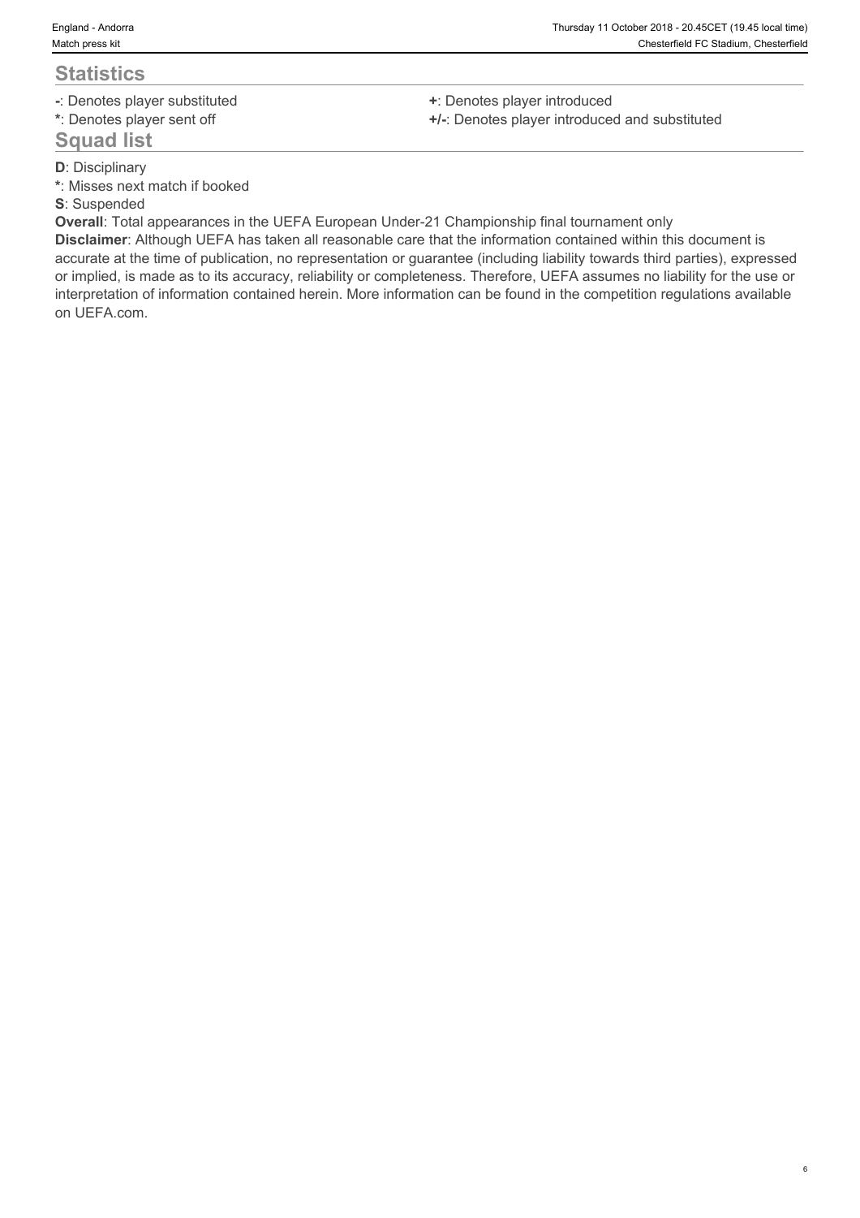## Statistics

**-**: Denotes player substituted

**+**: Denotes player introduced

**\***: Denotes player sent off

**+/-**: Denotes player introduced and substituted

## Squad list

**D**: Disciplinary

**\***: Misses next match if booked

**S**: Suspended

**Overall**: Total appearances in the UEFA European Under-21 Championship final tournament only

**Disclaimer**: Although UEFA has taken all reasonable care that the information contained within this document is accurate at the time of publication, no representation or guarantee (including liability towards third parties), expressed or implied, is made as to its accuracy, reliability or completeness. Therefore, UEFA assumes no liability for the use or interpretation of information contained herein. More information can be found in the competition regulations available on UEFA.com.